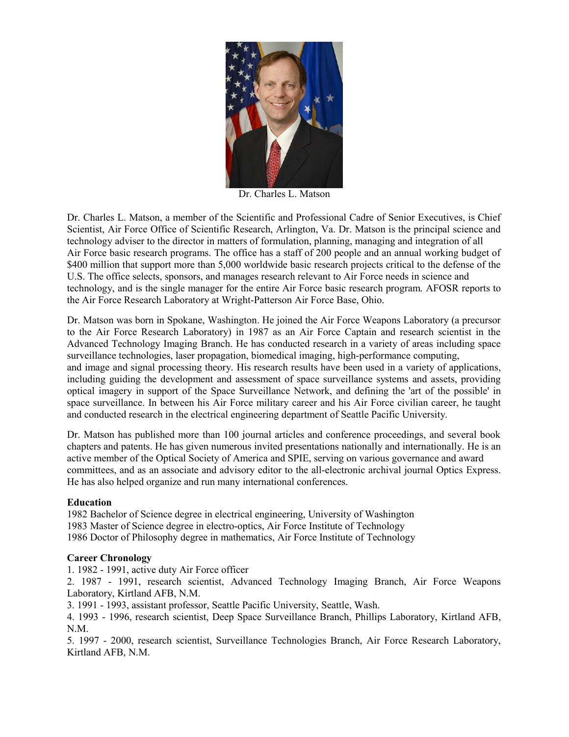Dr. Charles L. Matson

Dr. Charles L. Matson, a member of the Scientific and Professional Cadre of Senior Executives, is Chief Scientist, Air Force Office of Scientific Research, Arlington, Va. Dr. Matson is the principal science and technology adviser to the director in matters of formulation, planning, managing and integration of all Air Force basic research programs. The office has a staff of 200 people and an annual working budget of $400 million that support more than 5,000 worldwide basic research projects critical to the defense of the U.S. The office selects, sponsors, and manages research relevant to Air Force needs in science and technology, and is the single manager for the entire Air Force basic research program. AFOSR reports to the Air Force Research Laboratory at Wright-Patterson Air Force Base, Ohio.

Dr. Matson was born in Spokane, Washington. He joined the Air Force Weapons Laboratory (a precursor to the Air Force Research Laboratory) in 1987 as an Air Force Captain and research scientist in the Advanced Technology Imaging Branch. He has conducted research in a variety of areas including space surveillance technologies, laser propagation, biomedical imaging, high-performance computing, and image and signal processing theory. His research results have been used in a variety of applications, including guiding the development and assessment of space surveillance systems and assets, providing optical imagery in support of the Space Surveillance Network, and defining the 'art of the possible' in space surveillance. In between his Air Force military career and his Air Force civilian career, he taught and conducted research in the electrical engineering department of Seattle Pacific University.

Dr. Matson has published more than 100 journal articles and conference proceedings, and several book chapters and patents. He has given numerous invited presentations nationally and internationally. He is an active member of the Optical Society of America and SPIE, serving on various governance and award committees, and as an associate and advisory editor to the all-electronic archival journal Optics Express. He has also helped organize and run many international conferences.

**Education**

1982 Bachelor of Science degree in electrical engineering, University of Washington
1983 Master of Science degree in electro-optics, Air Force Institute of Technology
1986 Doctor of Philosophy degree in mathematics, Air Force Institute of Technology

**Career Chronology**

1. 1982 - 1991, active duty Air Force officer
2. 1987 - 1991, research scientist, Advanced Technology Imaging Branch, Air Force Weapons Laboratory, Kirtland AFB, N.M.
3. 1991 - 1993, assistant professor, Seattle Pacific University, Seattle, Wash.
4. 1993 - 1996, research scientist, Deep Space Surveillance Branch, Phillips Laboratory, Kirtland AFB, N.M.
5. 1997 - 2000, research scientist, Surveillance Technologies Branch, Air Force Research Laboratory, Kirtland AFB, N.M.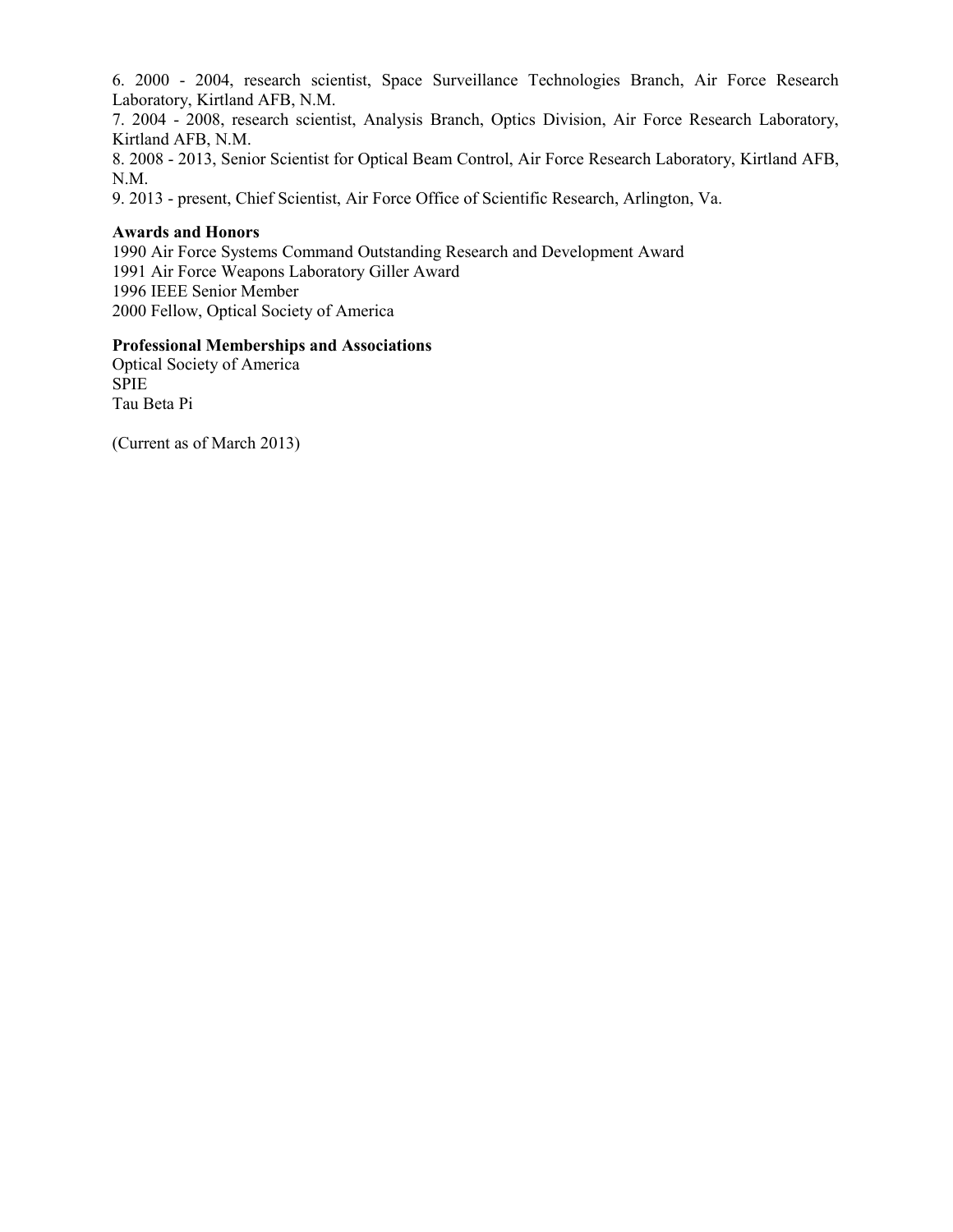6. 2000 - 2004, research scientist, Space Surveillance Technologies Branch, Air Force Research Laboratory, Kirtland AFB, N.M.
7. 2004 - 2008, research scientist, Analysis Branch, Optics Division, Air Force Research Laboratory, Kirtland AFB, N.M.
8. 2008 - 2013, Senior Scientist for Optical Beam Control, Air Force Research Laboratory, Kirtland AFB, N.M.
9. 2013 - present, Chief Scientist, Air Force Office of Scientific Research, Arlington, Va.

**Awards and Honors**

1990 Air Force Systems Command Outstanding Research and Development Award
1991 Air Force Weapons Laboratory Giller Award
1996 IEEE Senior Member
2000 Fellow, Optical Society of America

**Professional Memberships and Associations**

Optical Society of America
SPIE
Tau Beta Pi

(Current as of March 2013)